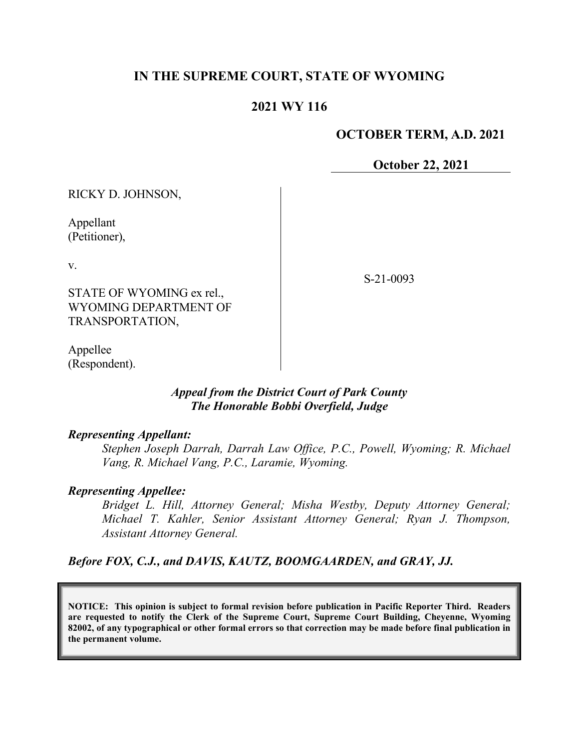# IN THE SUPREME COURT, STATE OF WYOMING

## 2021 WY 116

**OCTOBER TERM, A.D. 2021**

**October 22, 2021**

RICKY D. JOHNSON,

Appellant
(Petitioner),

v.

STATE OF WYOMING ex rel., WYOMING DEPARTMENT OF TRANSPORTATION,

Appellee
(Respondent).

S-21-0093

***Appeal from the District Court of Park County***
***The Honorable Bobbi Overfield, Judge***

***Representing Appellant:***

*Stephen Joseph Darrah, Darrah Law Office, P.C., Powell, Wyoming; R. Michael Vang, R. Michael Vang, P.C., Laramie, Wyoming.*

***Representing Appellee:***

*Bridget L. Hill, Attorney General; Misha Westby, Deputy Attorney General; Michael T. Kahler, Senior Assistant Attorney General; Ryan J. Thompson, Assistant Attorney General.*

***Before FOX, C.J., and DAVIS, KAUTZ, BOOMGAARDEN, and GRAY, JJ.***

**NOTICE: This opinion is subject to formal revision before publication in Pacific Reporter Third. Readers are requested to notify the Clerk of the Supreme Court, Supreme Court Building, Cheyenne, Wyoming 82002, of any typographical or other formal errors so that correction may be made before final publication in the permanent volume.**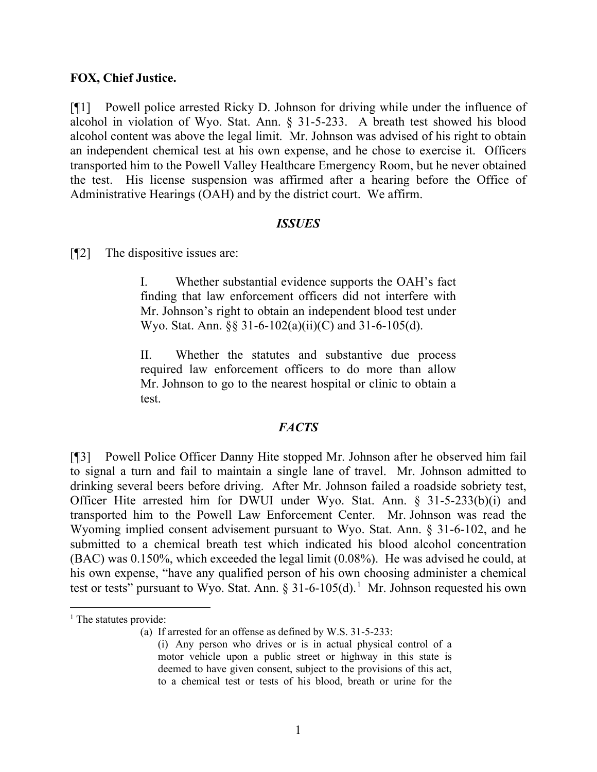**FOX, Chief Justice.**

[¶1] Powell police arrested Ricky D. Johnson for driving while under the influence of alcohol in violation of Wyo. Stat. Ann. § 31-5-233. A breath test showed his blood alcohol content was above the legal limit. Mr. Johnson was advised of his right to obtain an independent chemical test at his own expense, and he chose to exercise it. Officers transported him to the Powell Valley Healthcare Emergency Room, but he never obtained the test. His license suspension was affirmed after a hearing before the Office of Administrative Hearings (OAH) and by the district court. We affirm.

### *ISSUES*

[¶2] The dispositive issues are:

> I. Whether substantial evidence supports the OAH's fact finding that law enforcement officers did not interfere with Mr. Johnson's right to obtain an independent blood test under Wyo. Stat. Ann. §§ 31-6-102(a)(ii)(C) and 31-6-105(d).
>
> II. Whether the statutes and substantive due process required law enforcement officers to do more than allow Mr. Johnson to go to the nearest hospital or clinic to obtain a test.

### *FACTS*

[¶3] Powell Police Officer Danny Hite stopped Mr. Johnson after he observed him fail to signal a turn and fail to maintain a single lane of travel. Mr. Johnson admitted to drinking several beers before driving. After Mr. Johnson failed a roadside sobriety test, Officer Hite arrested him for DWUI under Wyo. Stat. Ann. § 31-5-233(b)(i) and transported him to the Powell Law Enforcement Center. Mr. Johnson was read the Wyoming implied consent advisement pursuant to Wyo. Stat. Ann. § 31-6-102, and he submitted to a chemical breath test which indicated his blood alcohol concentration (BAC) was 0.150%, which exceeded the legal limit (0.08%). He was advised he could, at his own expense, "have any qualified person of his own choosing administer a chemical test or tests" pursuant to Wyo. Stat. Ann. § 31-6-105(d).[1] Mr. Johnson requested his own

---

[1] The statutes provide:

> (a) If arrested for an offense as defined by W.S. 31-5-233:
>
> (i) Any person who drives or is in actual physical control of a motor vehicle upon a public street or highway in this state is deemed to have given consent, subject to the provisions of this act, to a chemical test or tests of his blood, breath or urine for the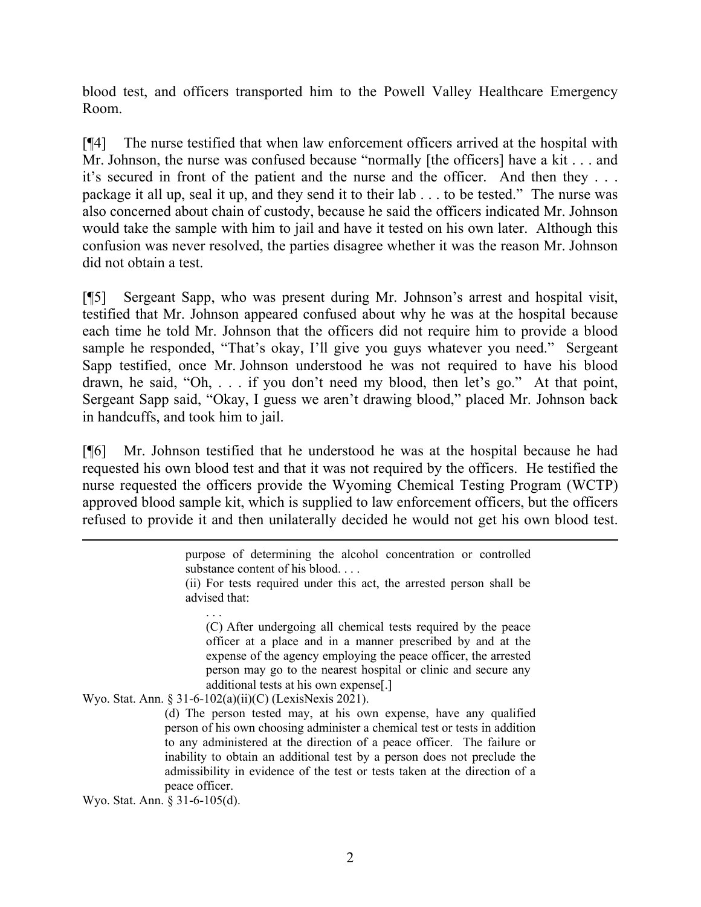blood test, and officers transported him to the Powell Valley Healthcare Emergency Room.

[¶4] The nurse testified that when law enforcement officers arrived at the hospital with Mr. Johnson, the nurse was confused because "normally [the officers] have a kit . . . and it's secured in front of the patient and the nurse and the officer. And then they . . . package it all up, seal it up, and they send it to their lab . . . to be tested." The nurse was also concerned about chain of custody, because he said the officers indicated Mr. Johnson would take the sample with him to jail and have it tested on his own later. Although this confusion was never resolved, the parties disagree whether it was the reason Mr. Johnson did not obtain a test.

[¶5] Sergeant Sapp, who was present during Mr. Johnson's arrest and hospital visit, testified that Mr. Johnson appeared confused about why he was at the hospital because each time he told Mr. Johnson that the officers did not require him to provide a blood sample he responded, "That's okay, I'll give you guys whatever you need." Sergeant Sapp testified, once Mr. Johnson understood he was not required to have his blood drawn, he said, "Oh, . . . if you don't need my blood, then let's go." At that point, Sergeant Sapp said, "Okay, I guess we aren't drawing blood," placed Mr. Johnson back in handcuffs, and took him to jail.

[¶6] Mr. Johnson testified that he understood he was at the hospital because he had requested his own blood test and that it was not required by the officers. He testified the nurse requested the officers provide the Wyoming Chemical Testing Program (WCTP) approved blood sample kit, which is supplied to law enforcement officers, but the officers refused to provide it and then unilaterally decided he would not get his own blood test.

---

> purpose of determining the alcohol concentration or controlled substance content of his blood. . . .
>
> (ii) For tests required under this act, the arrested person shall be advised that:
>
> . . .
>
> (C) After undergoing all chemical tests required by the peace officer at a place and in a manner prescribed by and at the expense of the agency employing the peace officer, the arrested person may go to the nearest hospital or clinic and secure any additional tests at his own expense[.]

Wyo. Stat. Ann. § 31-6-102(a)(ii)(C) (LexisNexis 2021).

> (d) The person tested may, at his own expense, have any qualified person of his own choosing administer a chemical test or tests in addition to any administered at the direction of a peace officer. The failure or inability to obtain an additional test by a person does not preclude the admissibility in evidence of the test or tests taken at the direction of a peace officer.

Wyo. Stat. Ann. § 31-6-105(d).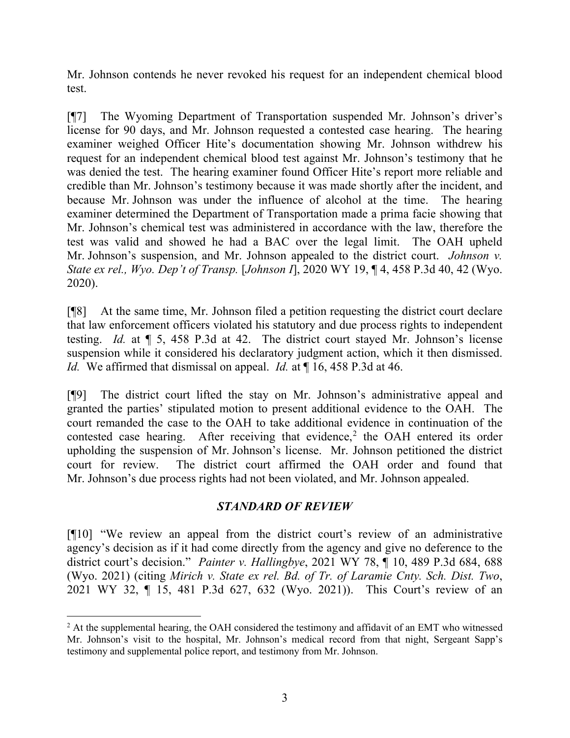Mr. Johnson contends he never revoked his request for an independent chemical blood test.

[¶7] The Wyoming Department of Transportation suspended Mr. Johnson's driver's license for 90 days, and Mr. Johnson requested a contested case hearing. The hearing examiner weighed Officer Hite's documentation showing Mr. Johnson withdrew his request for an independent chemical blood test against Mr. Johnson's testimony that he was denied the test. The hearing examiner found Officer Hite's report more reliable and credible than Mr. Johnson's testimony because it was made shortly after the incident, and because Mr. Johnson was under the influence of alcohol at the time. The hearing examiner determined the Department of Transportation made a prima facie showing that Mr. Johnson's chemical test was administered in accordance with the law, therefore the test was valid and showed he had a BAC over the legal limit. The OAH upheld Mr. Johnson's suspension, and Mr. Johnson appealed to the district court. *Johnson v. State ex rel., Wyo. Dep't of Transp.* [*Johnson I*], 2020 WY 19, ¶ 4, 458 P.3d 40, 42 (Wyo. 2020).

[¶8] At the same time, Mr. Johnson filed a petition requesting the district court declare that law enforcement officers violated his statutory and due process rights to independent testing. *Id.* at ¶ 5, 458 P.3d at 42. The district court stayed Mr. Johnson's license suspension while it considered his declaratory judgment action, which it then dismissed. *Id.* We affirmed that dismissal on appeal. *Id.* at ¶ 16, 458 P.3d at 46.

[¶9] The district court lifted the stay on Mr. Johnson's administrative appeal and granted the parties' stipulated motion to present additional evidence to the OAH. The court remanded the case to the OAH to take additional evidence in continuation of the contested case hearing. After receiving that evidence,[2] the OAH entered its order upholding the suspension of Mr. Johnson's license. Mr. Johnson petitioned the district court for review. The district court affirmed the OAH order and found that Mr. Johnson's due process rights had not been violated, and Mr. Johnson appealed.

## *STANDARD OF REVIEW*

[¶10] "We review an appeal from the district court's review of an administrative agency's decision as if it had come directly from the agency and give no deference to the district court's decision." *Painter v. Hallingbye*, 2021 WY 78, ¶ 10, 489 P.3d 684, 688 (Wyo. 2021) (citing *Mirich v. State ex rel. Bd. of Tr. of Laramie Cnty. Sch. Dist. Two*, 2021 WY 32, ¶ 15, 481 P.3d 627, 632 (Wyo. 2021)). This Court's review of an

---

[2] At the supplemental hearing, the OAH considered the testimony and affidavit of an EMT who witnessed Mr. Johnson's visit to the hospital, Mr. Johnson's medical record from that night, Sergeant Sapp's testimony and supplemental police report, and testimony from Mr. Johnson.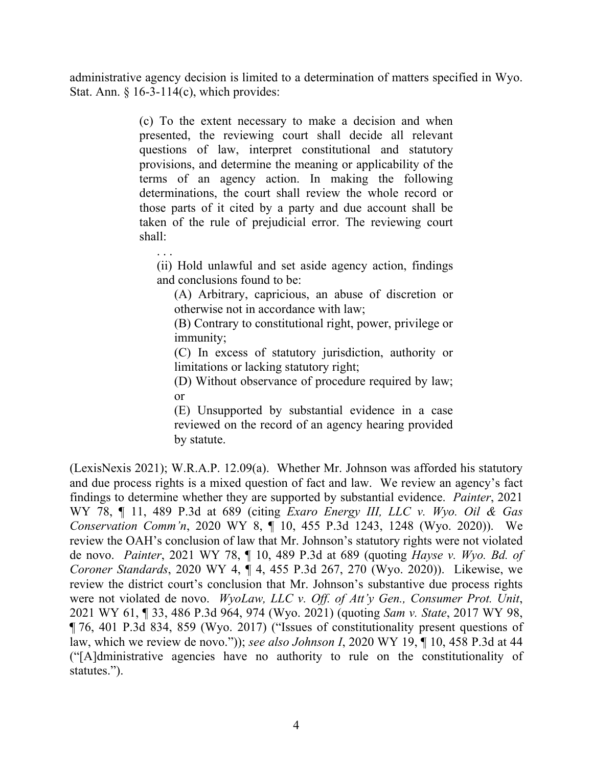administrative agency decision is limited to a determination of matters specified in Wyo. Stat. Ann. § 16-3-114(c), which provides:

> (c) To the extent necessary to make a decision and when presented, the reviewing court shall decide all relevant questions of law, interpret constitutional and statutory provisions, and determine the meaning or applicability of the terms of an agency action. In making the following determinations, the court shall review the whole record or those parts of it cited by a party and due account shall be taken of the rule of prejudicial error. The reviewing court shall:
>
> . . .
>
> (ii) Hold unlawful and set aside agency action, findings and conclusions found to be:
>
> (A) Arbitrary, capricious, an abuse of discretion or otherwise not in accordance with law;
>
> (B) Contrary to constitutional right, power, privilege or immunity;
>
> (C) In excess of statutory jurisdiction, authority or limitations or lacking statutory right;
>
> (D) Without observance of procedure required by law; or
>
> (E) Unsupported by substantial evidence in a case reviewed on the record of an agency hearing provided by statute.

(LexisNexis 2021); W.R.A.P. 12.09(a). Whether Mr. Johnson was afforded his statutory and due process rights is a mixed question of fact and law. We review an agency's fact findings to determine whether they are supported by substantial evidence. *Painter*, 2021 WY 78, ¶ 11, 489 P.3d at 689 (citing *Exaro Energy III, LLC v. Wyo. Oil & Gas Conservation Comm'n*, 2020 WY 8, ¶ 10, 455 P.3d 1243, 1248 (Wyo. 2020)). We review the OAH's conclusion of law that Mr. Johnson's statutory rights were not violated de novo. *Painter*, 2021 WY 78, ¶ 10, 489 P.3d at 689 (quoting *Hayse v. Wyo. Bd. of Coroner Standards*, 2020 WY 4, ¶ 4, 455 P.3d 267, 270 (Wyo. 2020)). Likewise, we review the district court's conclusion that Mr. Johnson's substantive due process rights were not violated de novo. *WyoLaw, LLC v. Off. of Att'y Gen., Consumer Prot. Unit*, 2021 WY 61, ¶ 33, 486 P.3d 964, 974 (Wyo. 2021) (quoting *Sam v. State*, 2017 WY 98, ¶ 76, 401 P.3d 834, 859 (Wyo. 2017) ("Issues of constitutionality present questions of law, which we review de novo.")); *see also Johnson I*, 2020 WY 19, ¶ 10, 458 P.3d at 44 ("[A]dministrative agencies have no authority to rule on the constitutionality of statutes.").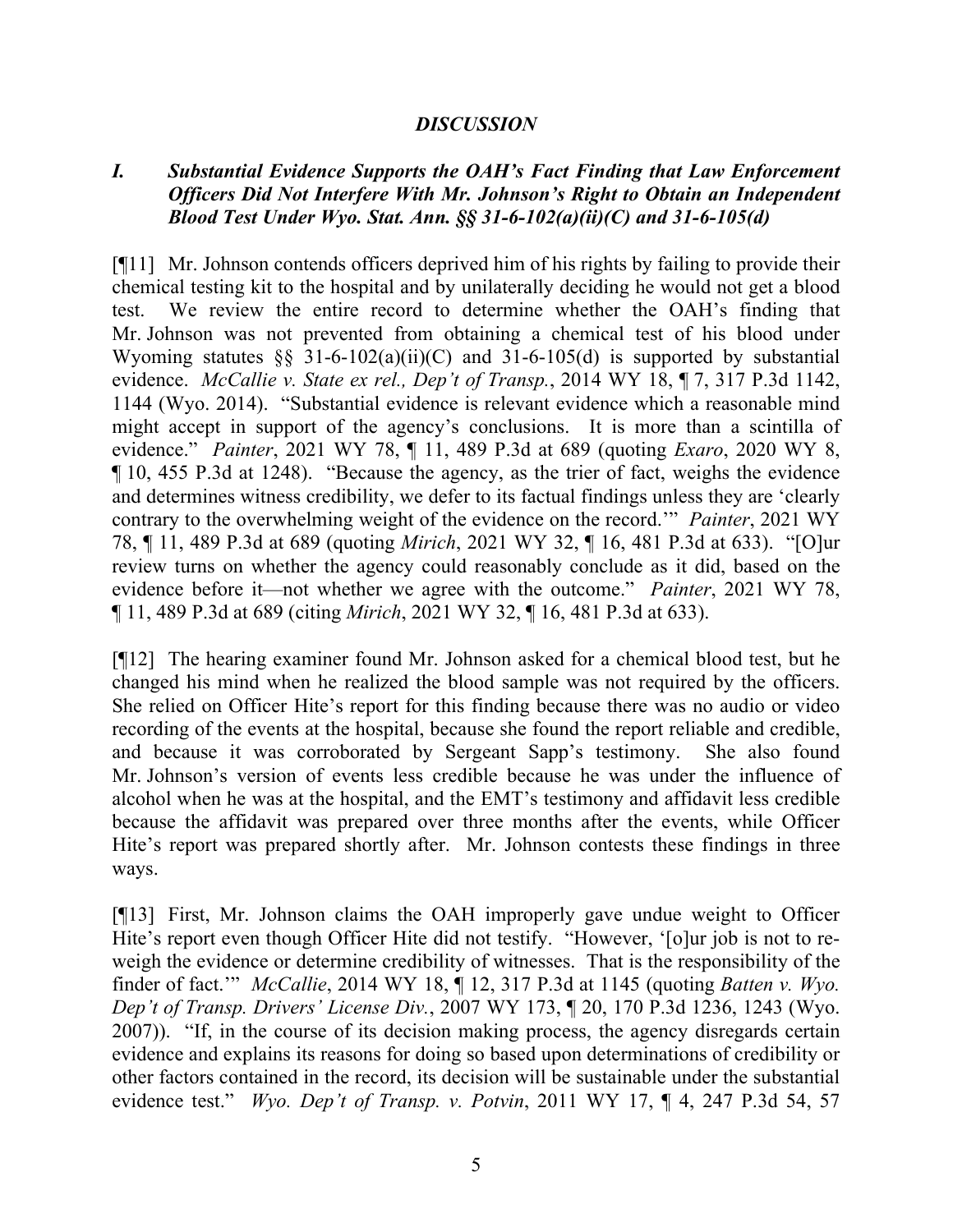## *DISCUSSION*

### *I. Substantial Evidence Supports the OAH's Fact Finding that Law Enforcement Officers Did Not Interfere With Mr. Johnson's Right to Obtain an Independent Blood Test Under Wyo. Stat. Ann. §§ 31-6-102(a)(ii)(C) and 31-6-105(d)*

[¶11] Mr. Johnson contends officers deprived him of his rights by failing to provide their chemical testing kit to the hospital and by unilaterally deciding he would not get a blood test. We review the entire record to determine whether the OAH's finding that Mr. Johnson was not prevented from obtaining a chemical test of his blood under Wyoming statutes §§ 31-6-102(a)(ii)(C) and 31-6-105(d) is supported by substantial evidence. *McCallie v. State ex rel., Dep't of Transp.*, 2014 WY 18, ¶ 7, 317 P.3d 1142, 1144 (Wyo. 2014). "Substantial evidence is relevant evidence which a reasonable mind might accept in support of the agency's conclusions. It is more than a scintilla of evidence." *Painter*, 2021 WY 78, ¶ 11, 489 P.3d at 689 (quoting *Exaro*, 2020 WY 8, ¶ 10, 455 P.3d at 1248). "Because the agency, as the trier of fact, weighs the evidence and determines witness credibility, we defer to its factual findings unless they are 'clearly contrary to the overwhelming weight of the evidence on the record.'" *Painter*, 2021 WY 78, ¶ 11, 489 P.3d at 689 (quoting *Mirich*, 2021 WY 32, ¶ 16, 481 P.3d at 633). "[O]ur review turns on whether the agency could reasonably conclude as it did, based on the evidence before it—not whether we agree with the outcome." *Painter*, 2021 WY 78, ¶ 11, 489 P.3d at 689 (citing *Mirich*, 2021 WY 32, ¶ 16, 481 P.3d at 633).

[¶12] The hearing examiner found Mr. Johnson asked for a chemical blood test, but he changed his mind when he realized the blood sample was not required by the officers. She relied on Officer Hite's report for this finding because there was no audio or video recording of the events at the hospital, because she found the report reliable and credible, and because it was corroborated by Sergeant Sapp's testimony. She also found Mr. Johnson's version of events less credible because he was under the influence of alcohol when he was at the hospital, and the EMT's testimony and affidavit less credible because the affidavit was prepared over three months after the events, while Officer Hite's report was prepared shortly after. Mr. Johnson contests these findings in three ways.

[¶13] First, Mr. Johnson claims the OAH improperly gave undue weight to Officer Hite's report even though Officer Hite did not testify. "However, '[o]ur job is not to re-weigh the evidence or determine credibility of witnesses. That is the responsibility of the finder of fact.'" *McCallie*, 2014 WY 18, ¶ 12, 317 P.3d at 1145 (quoting *Batten v. Wyo. Dep't of Transp. Drivers' License Div.*, 2007 WY 173, ¶ 20, 170 P.3d 1236, 1243 (Wyo. 2007)). "If, in the course of its decision making process, the agency disregards certain evidence and explains its reasons for doing so based upon determinations of credibility or other factors contained in the record, its decision will be sustainable under the substantial evidence test." *Wyo. Dep't of Transp. v. Potvin*, 2011 WY 17, ¶ 4, 247 P.3d 54, 57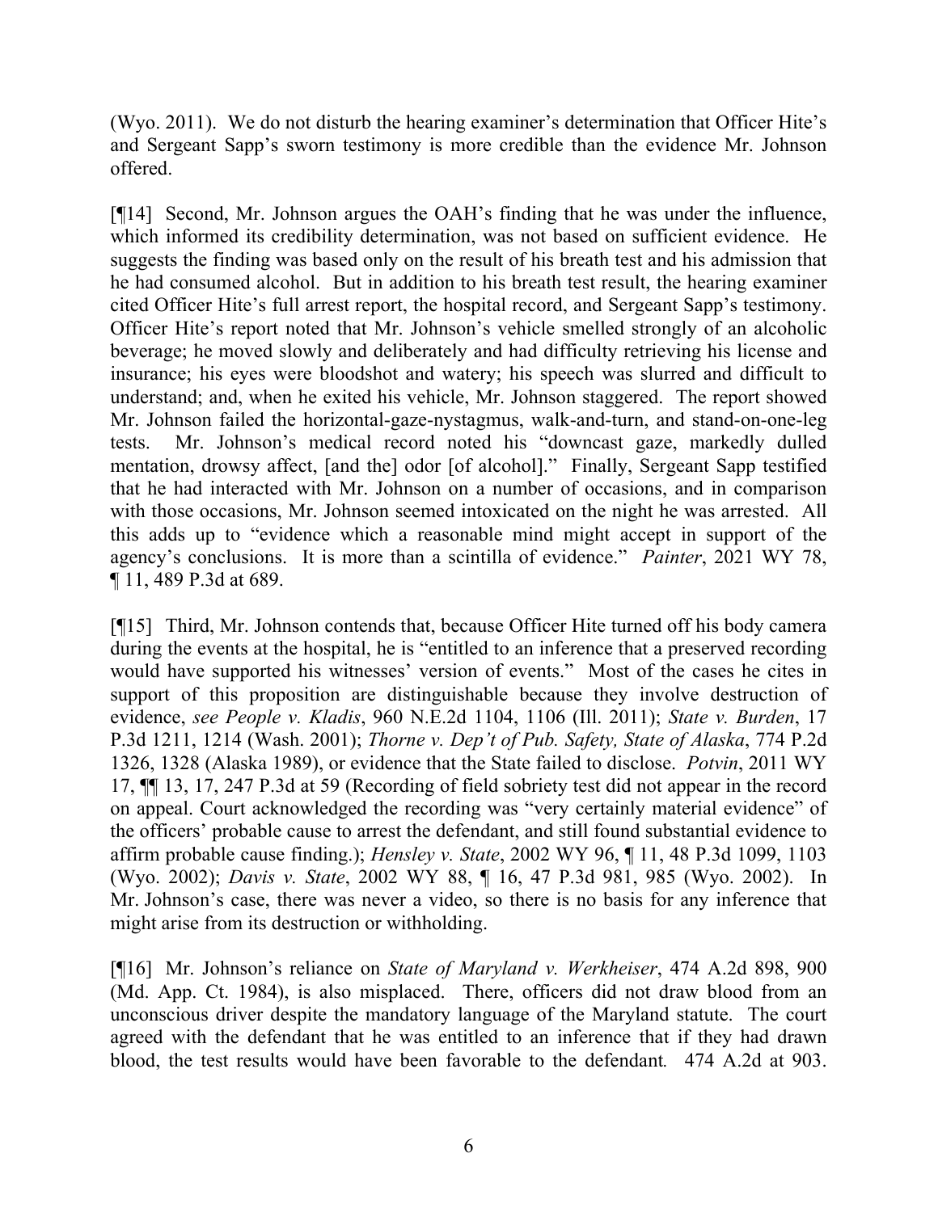(Wyo. 2011). We do not disturb the hearing examiner's determination that Officer Hite's and Sergeant Sapp's sworn testimony is more credible than the evidence Mr. Johnson offered.

[¶14] Second, Mr. Johnson argues the OAH's finding that he was under the influence, which informed its credibility determination, was not based on sufficient evidence. He suggests the finding was based only on the result of his breath test and his admission that he had consumed alcohol. But in addition to his breath test result, the hearing examiner cited Officer Hite's full arrest report, the hospital record, and Sergeant Sapp's testimony. Officer Hite's report noted that Mr. Johnson's vehicle smelled strongly of an alcoholic beverage; he moved slowly and deliberately and had difficulty retrieving his license and insurance; his eyes were bloodshot and watery; his speech was slurred and difficult to understand; and, when he exited his vehicle, Mr. Johnson staggered. The report showed Mr. Johnson failed the horizontal-gaze-nystagmus, walk-and-turn, and stand-on-one-leg tests. Mr. Johnson's medical record noted his "downcast gaze, markedly dulled mentation, drowsy affect, [and the] odor [of alcohol]." Finally, Sergeant Sapp testified that he had interacted with Mr. Johnson on a number of occasions, and in comparison with those occasions, Mr. Johnson seemed intoxicated on the night he was arrested. All this adds up to "evidence which a reasonable mind might accept in support of the agency's conclusions. It is more than a scintilla of evidence." *Painter*, 2021 WY 78, ¶ 11, 489 P.3d at 689.

[¶15] Third, Mr. Johnson contends that, because Officer Hite turned off his body camera during the events at the hospital, he is "entitled to an inference that a preserved recording would have supported his witnesses' version of events." Most of the cases he cites in support of this proposition are distinguishable because they involve destruction of evidence, *see People v. Kladis*, 960 N.E.2d 1104, 1106 (Ill. 2011); *State v. Burden*, 17 P.3d 1211, 1214 (Wash. 2001); *Thorne v. Dep't of Pub. Safety, State of Alaska*, 774 P.2d 1326, 1328 (Alaska 1989), or evidence that the State failed to disclose. *Potvin*, 2011 WY 17, ¶¶ 13, 17, 247 P.3d at 59 (Recording of field sobriety test did not appear in the record on appeal. Court acknowledged the recording was "very certainly material evidence" of the officers' probable cause to arrest the defendant, and still found substantial evidence to affirm probable cause finding.); *Hensley v. State*, 2002 WY 96, ¶ 11, 48 P.3d 1099, 1103 (Wyo. 2002); *Davis v. State*, 2002 WY 88, ¶ 16, 47 P.3d 981, 985 (Wyo. 2002). In Mr. Johnson's case, there was never a video, so there is no basis for any inference that might arise from its destruction or withholding.

[¶16] Mr. Johnson's reliance on *State of Maryland v. Werkheiser*, 474 A.2d 898, 900 (Md. App. Ct. 1984), is also misplaced. There, officers did not draw blood from an unconscious driver despite the mandatory language of the Maryland statute. The court agreed with the defendant that he was entitled to an inference that if they had drawn blood, the test results would have been favorable to the defendant*.* 474 A.2d at 903.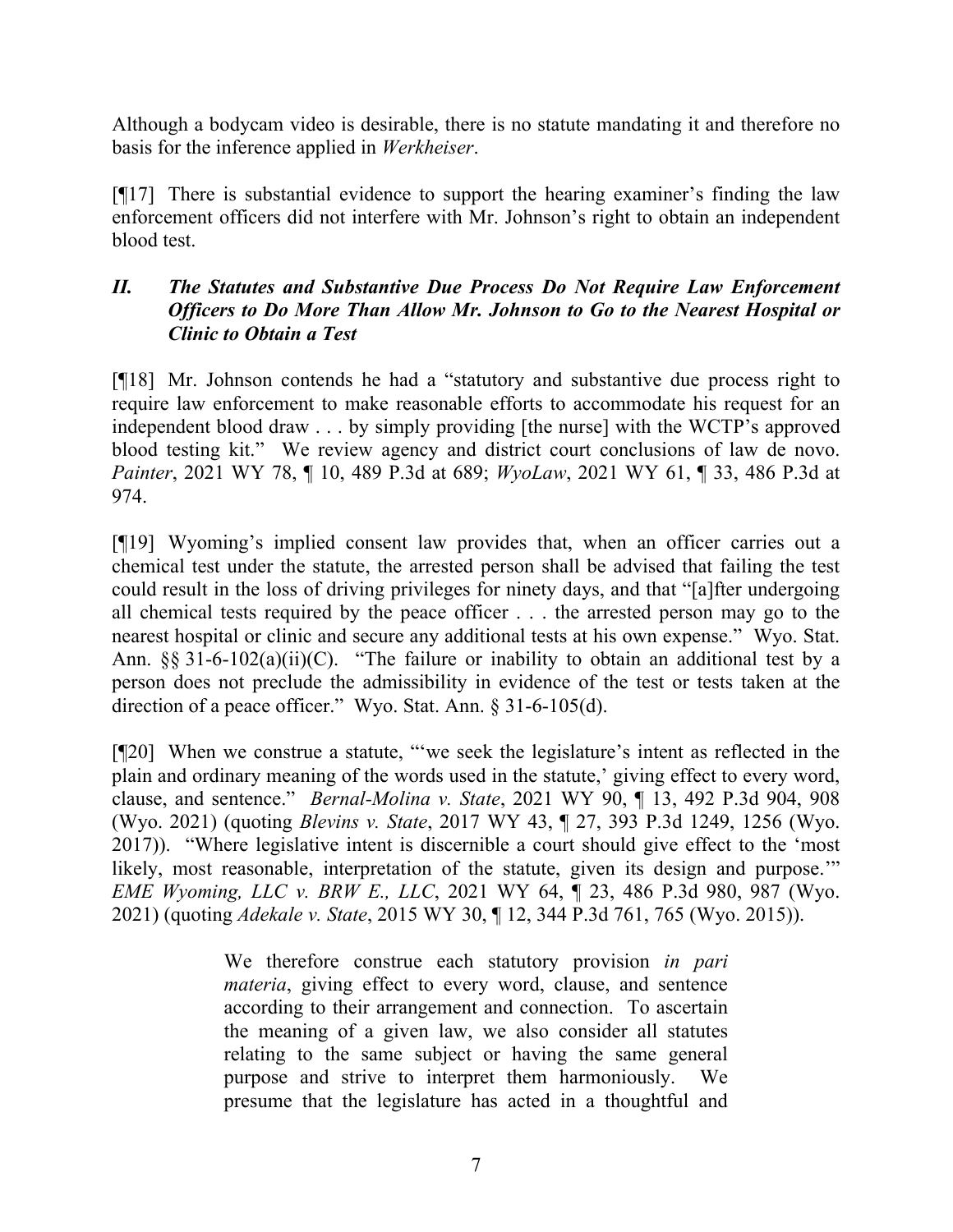Although a bodycam video is desirable, there is no statute mandating it and therefore no basis for the inference applied in *Werkheiser*.

[¶17] There is substantial evidence to support the hearing examiner's finding the law enforcement officers did not interfere with Mr. Johnson's right to obtain an independent blood test.

## *II. The Statutes and Substantive Due Process Do Not Require Law Enforcement Officers to Do More Than Allow Mr. Johnson to Go to the Nearest Hospital or Clinic to Obtain a Test*

[¶18] Mr. Johnson contends he had a "statutory and substantive due process right to require law enforcement to make reasonable efforts to accommodate his request for an independent blood draw . . . by simply providing [the nurse] with the WCTP's approved blood testing kit." We review agency and district court conclusions of law de novo. *Painter*, 2021 WY 78, ¶ 10, 489 P.3d at 689; *WyoLaw*, 2021 WY 61, ¶ 33, 486 P.3d at 974.

[¶19] Wyoming's implied consent law provides that, when an officer carries out a chemical test under the statute, the arrested person shall be advised that failing the test could result in the loss of driving privileges for ninety days, and that "[a]fter undergoing all chemical tests required by the peace officer . . . the arrested person may go to the nearest hospital or clinic and secure any additional tests at his own expense." Wyo. Stat. Ann. §§ 31-6-102(a)(ii)(C). "The failure or inability to obtain an additional test by a person does not preclude the admissibility in evidence of the test or tests taken at the direction of a peace officer." Wyo. Stat. Ann. § 31-6-105(d).

[¶20] When we construe a statute, "'we seek the legislature's intent as reflected in the plain and ordinary meaning of the words used in the statute,' giving effect to every word, clause, and sentence." *Bernal-Molina v. State*, 2021 WY 90, ¶ 13, 492 P.3d 904, 908 (Wyo. 2021) (quoting *Blevins v. State*, 2017 WY 43, ¶ 27, 393 P.3d 1249, 1256 (Wyo. 2017)). "Where legislative intent is discernible a court should give effect to the 'most likely, most reasonable, interpretation of the statute, given its design and purpose.'" *EME Wyoming, LLC v. BRW E., LLC*, 2021 WY 64, ¶ 23, 486 P.3d 980, 987 (Wyo. 2021) (quoting *Adekale v. State*, 2015 WY 30, ¶ 12, 344 P.3d 761, 765 (Wyo. 2015)).

> We therefore construe each statutory provision *in pari materia*, giving effect to every word, clause, and sentence according to their arrangement and connection. To ascertain the meaning of a given law, we also consider all statutes relating to the same subject or having the same general purpose and strive to interpret them harmoniously. We presume that the legislature has acted in a thoughtful and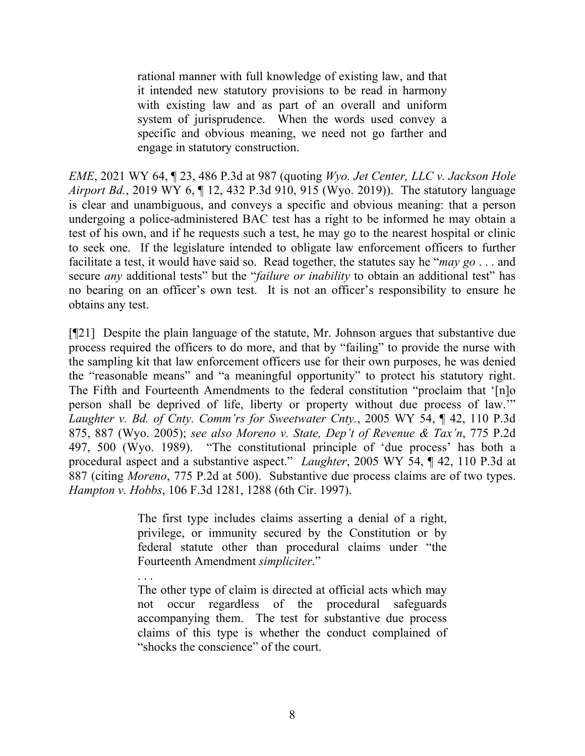> rational manner with full knowledge of existing law, and that it intended new statutory provisions to be read in harmony with existing law and as part of an overall and uniform system of jurisprudence. When the words used convey a specific and obvious meaning, we need not go farther and engage in statutory construction.

*EME*, 2021 WY 64, ¶ 23, 486 P.3d at 987 (quoting *Wyo. Jet Center, LLC v. Jackson Hole Airport Bd.*, 2019 WY 6, ¶ 12, 432 P.3d 910, 915 (Wyo. 2019)). The statutory language is clear and unambiguous, and conveys a specific and obvious meaning: that a person undergoing a police-administered BAC test has a right to be informed he may obtain a test of his own, and if he requests such a test, he may go to the nearest hospital or clinic to seek one. If the legislature intended to obligate law enforcement officers to further facilitate a test, it would have said so. Read together, the statutes say he "*may go* . . . and secure *any* additional tests" but the "*failure or inability* to obtain an additional test" has no bearing on an officer's own test. It is not an officer's responsibility to ensure he obtains any test.

[¶21] Despite the plain language of the statute, Mr. Johnson argues that substantive due process required the officers to do more, and that by "failing" to provide the nurse with the sampling kit that law enforcement officers use for their own purposes, he was denied the "reasonable means" and "a meaningful opportunity" to protect his statutory right. The Fifth and Fourteenth Amendments to the federal constitution "proclaim that '[n]o person shall be deprived of life, liberty or property without due process of law.'" *Laughter v. Bd. of Cnty. Comm'rs for Sweetwater Cnty.*, 2005 WY 54, ¶ 42, 110 P.3d 875, 887 (Wyo. 2005); *see also Moreno v. State, Dep't of Revenue & Tax'n*, 775 P.2d 497, 500 (Wyo. 1989). "The constitutional principle of 'due process' has both a procedural aspect and a substantive aspect." *Laughter*, 2005 WY 54, ¶ 42, 110 P.3d at 887 (citing *Moreno*, 775 P.2d at 500). Substantive due process claims are of two types. *Hampton v. Hobbs*, 106 F.3d 1281, 1288 (6th Cir. 1997).

> The first type includes claims asserting a denial of a right, privilege, or immunity secured by the Constitution or by federal statute other than procedural claims under "the Fourteenth Amendment *simpliciter*."
>
> . . .
>
> The other type of claim is directed at official acts which may not occur regardless of the procedural safeguards accompanying them. The test for substantive due process claims of this type is whether the conduct complained of "shocks the conscience" of the court.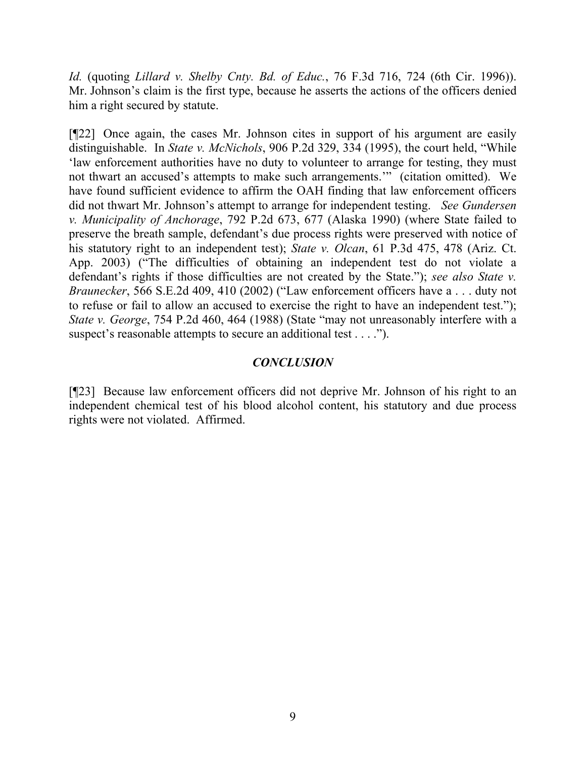*Id.* (quoting *Lillard v. Shelby Cnty. Bd. of Educ.*, 76 F.3d 716, 724 (6th Cir. 1996)). Mr. Johnson's claim is the first type, because he asserts the actions of the officers denied him a right secured by statute.

[¶22] Once again, the cases Mr. Johnson cites in support of his argument are easily distinguishable. In *State v. McNichols*, 906 P.2d 329, 334 (1995), the court held, "While 'law enforcement authorities have no duty to volunteer to arrange for testing, they must not thwart an accused's attempts to make such arrangements.'" (citation omitted). We have found sufficient evidence to affirm the OAH finding that law enforcement officers did not thwart Mr. Johnson's attempt to arrange for independent testing. *See Gundersen v. Municipality of Anchorage*, 792 P.2d 673, 677 (Alaska 1990) (where State failed to preserve the breath sample, defendant's due process rights were preserved with notice of his statutory right to an independent test); *State v. Olcan*, 61 P.3d 475, 478 (Ariz. Ct. App. 2003) ("The difficulties of obtaining an independent test do not violate a defendant's rights if those difficulties are not created by the State."); *see also State v. Braunecker*, 566 S.E.2d 409, 410 (2002) ("Law enforcement officers have a . . . duty not to refuse or fail to allow an accused to exercise the right to have an independent test."); *State v. George*, 754 P.2d 460, 464 (1988) (State "may not unreasonably interfere with a suspect's reasonable attempts to secure an additional test . . . .").

## ***CONCLUSION***

[¶23] Because law enforcement officers did not deprive Mr. Johnson of his right to an independent chemical test of his blood alcohol content, his statutory and due process rights were not violated. Affirmed.